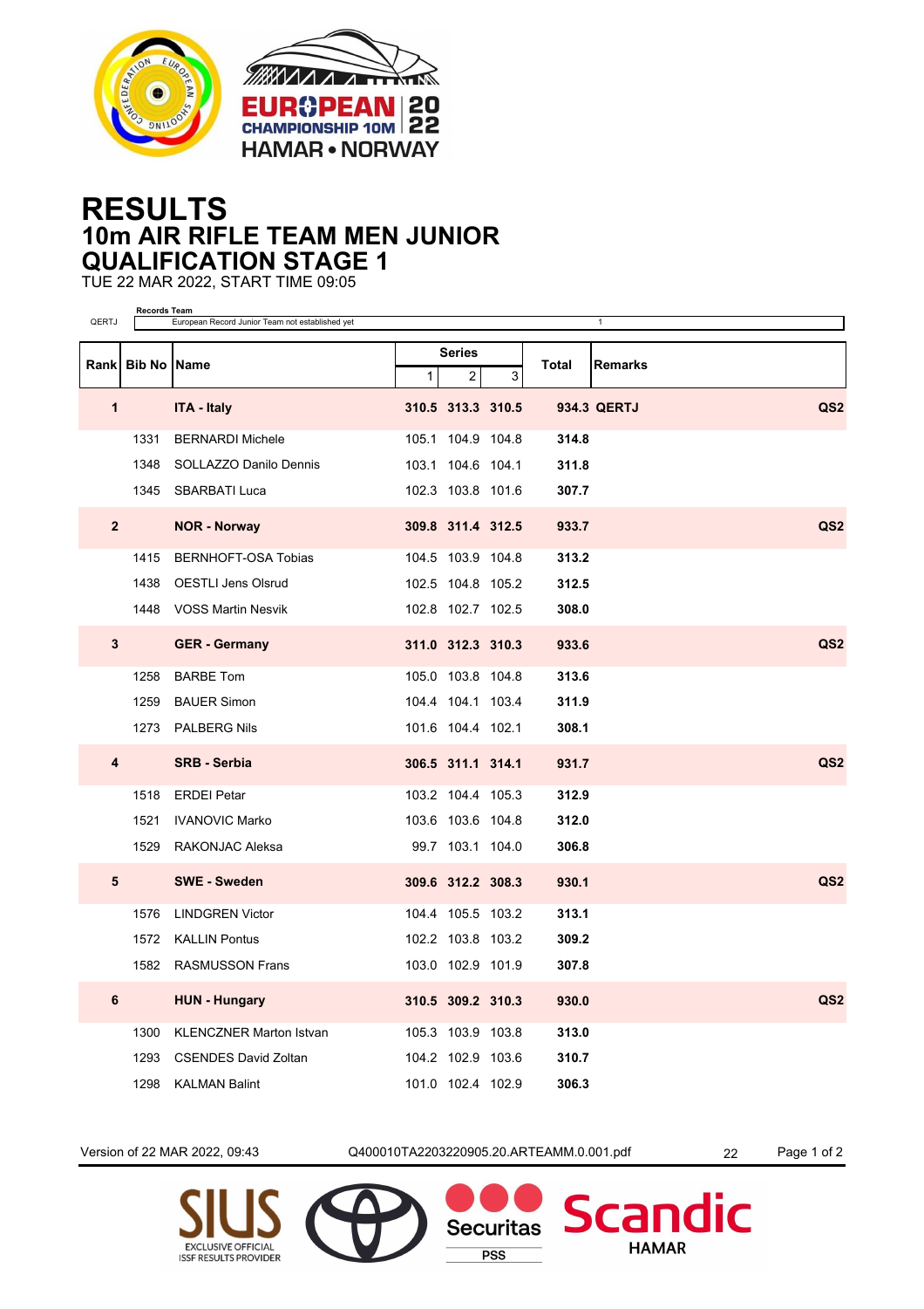# RESULTS

## 10m AIR RIFLE TEAM MEN JUNIOR

## QUALIFICATION STAGE 1

TUE 22 MAR 2022, START TIME 09:05

| | Records Team | |
|---|---|---|
| QERTJ | European Record Junior Team not established yet | 1 |

| Rank | Bib No | Name | Series 1 | Series 2 | Series 3 | Total | Remarks | |
|---|---|---|---|---|---|---|---|---|
| **1** | | **ITA - Italy** | **310.5** | **313.3** | **310.5** | **934.3** | **QERTJ** | **QS2** |
| | 1331 | BERNARDI Michele | 105.1 | 104.9 | 104.8 | **314.8** | | |
| | 1348 | SOLLAZZO Danilo Dennis | 103.1 | 104.6 | 104.1 | **311.8** | | |
| | 1345 | SBARBATI Luca | 102.3 | 103.8 | 101.6 | **307.7** | | |
| **2** | | **NOR - Norway** | **309.8** | **311.4** | **312.5** | **933.7** | | **QS2** |
| | 1415 | BERNHOFT-OSA Tobias | 104.5 | 103.9 | 104.8 | **313.2** | | |
| | 1438 | OESTLI Jens Olsrud | 102.5 | 104.8 | 105.2 | **312.5** | | |
| | 1448 | VOSS Martin Nesvik | 102.8 | 102.7 | 102.5 | **308.0** | | |
| **3** | | **GER - Germany** | **311.0** | **312.3** | **310.3** | **933.6** | | **QS2** |
| | 1258 | BARBE Tom | 105.0 | 103.8 | 104.8 | **313.6** | | |
| | 1259 | BAUER Simon | 104.4 | 104.1 | 103.4 | **311.9** | | |
| | 1273 | PALBERG Nils | 101.6 | 104.4 | 102.1 | **308.1** | | |
| **4** | | **SRB - Serbia** | **306.5** | **311.1** | **314.1** | **931.7** | | **QS2** |
| | 1518 | ERDEI Petar | 103.2 | 104.4 | 105.3 | **312.9** | | |
| | 1521 | IVANOVIC Marko | 103.6 | 103.6 | 104.8 | **312.0** | | |
| | 1529 | RAKONJAC Aleksa | 99.7 | 103.1 | 104.0 | **306.8** | | |
| **5** | | **SWE - Sweden** | **309.6** | **312.2** | **308.3** | **930.1** | | **QS2** |
| | 1576 | LINDGREN Victor | 104.4 | 105.5 | 103.2 | **313.1** | | |
| | 1572 | KALLIN Pontus | 102.2 | 103.8 | 103.2 | **309.2** | | |
| | 1582 | RASMUSSON Frans | 103.0 | 102.9 | 101.9 | **307.8** | | |
| **6** | | **HUN - Hungary** | **310.5** | **309.2** | **310.3** | **930.0** | | **QS2** |
| | 1300 | KLENCZNER Marton Istvan | 105.3 | 103.9 | 103.8 | **313.0** | | |
| | 1293 | CSENDES David Zoltan | 104.2 | 102.9 | 103.6 | **310.7** | | |
| | 1298 | KALMAN Balint | 101.0 | 102.4 | 102.9 | **306.3** | | |

Version of 22 MAR 2022, 09:43 Q400010TA2203220905.20.ARTEAMM.0.001.pdf 22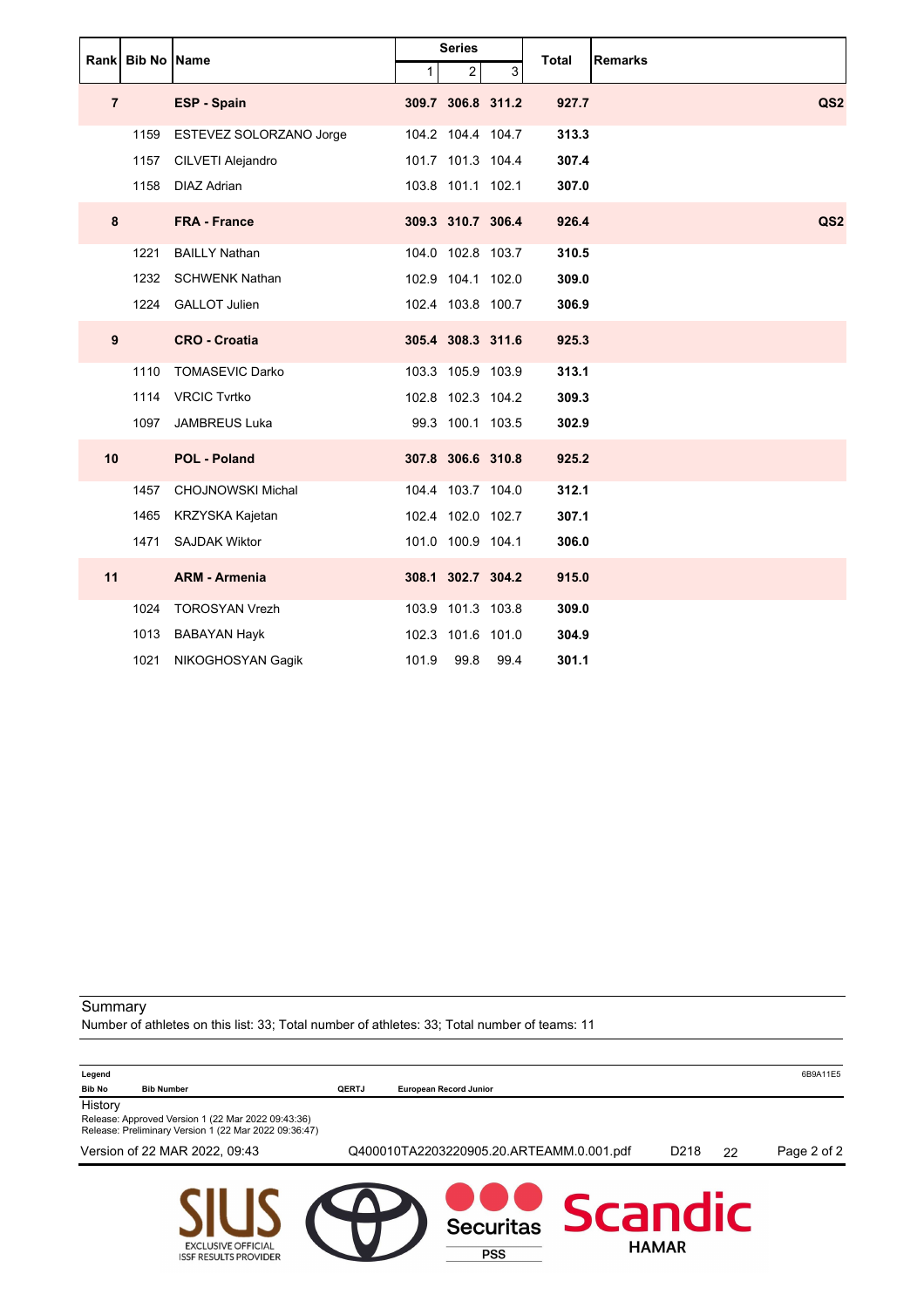| Rank | Bib No | Name | Series | | | Total | Remarks |
|---|---|---|---|---|---|---|---|
| | | | 1 | 2 | 3 | | |
| **7** | | **ESP - Spain** | **309.7** | **306.8** | **311.2** | **927.7** | **QS2** |
| | 1159 | ESTEVEZ SOLORZANO Jorge | 104.2 | 104.4 | 104.7 | **313.3** | |
| | 1157 | CILVETI Alejandro | 101.7 | 101.3 | 104.4 | **307.4** | |
| | 1158 | DIAZ Adrian | 103.8 | 101.1 | 102.1 | **307.0** | |
| **8** | | **FRA - France** | **309.3** | **310.7** | **306.4** | **926.4** | **QS2** |
| | 1221 | BAILLY Nathan | 104.0 | 102.8 | 103.7 | **310.5** | |
| | 1232 | SCHWENK Nathan | 102.9 | 104.1 | 102.0 | **309.0** | |
| | 1224 | GALLOT Julien | 102.4 | 103.8 | 100.7 | **306.9** | |
| **9** | | **CRO - Croatia** | **305.4** | **308.3** | **311.6** | **925.3** | |
| | 1110 | TOMASEVIC Darko | 103.3 | 105.9 | 103.9 | **313.1** | |
| | 1114 | VRCIC Tvrtko | 102.8 | 102.3 | 104.2 | **309.3** | |
| | 1097 | JAMBREUS Luka | 99.3 | 100.1 | 103.5 | **302.9** | |
| **10** | | **POL - Poland** | **307.8** | **306.6** | **310.8** | **925.2** | |
| | 1457 | CHOJNOWSKI Michal | 104.4 | 103.7 | 104.0 | **312.1** | |
| | 1465 | KRZYSKA Kajetan | 102.4 | 102.0 | 102.7 | **307.1** | |
| | 1471 | SAJDAK Wiktor | 101.0 | 100.9 | 104.1 | **306.0** | |
| **11** | | **ARM - Armenia** | **308.1** | **302.7** | **304.2** | **915.0** | |
| | 1024 | TOROSYAN Vrezh | 103.9 | 101.3 | 103.8 | **309.0** | |
| | 1013 | BABAYAN Hayk | 102.3 | 101.6 | 101.0 | **304.9** | |
| | 1021 | NIKOGHOSYAN Gagik | 101.9 | 99.8 | 99.4 | **301.1** | |

Summary

Number of athletes on this list: 33; Total number of athletes: 33; Total number of teams: 11

**Legend**

| | | | |
|---|---|---|---|
| **Bib No** | **Bib Number** | **QERTJ** | **European Record Junior** |

History

Release: Approved Version 1 (22 Mar 2022 09:43:36)
Release: Preliminary Version 1 (22 Mar 2022 09:36:47)

Version of 22 MAR 2022, 09:43 | Q400010TA2203220905.20.ARTEAMM.0.001.pdf | D218 | 22 | 6B9A11E5

SIUS EXCLUSIVE OFFICIAL ISSF RESULTS PROVIDER | Securitas PSS | Scandic HAMAR